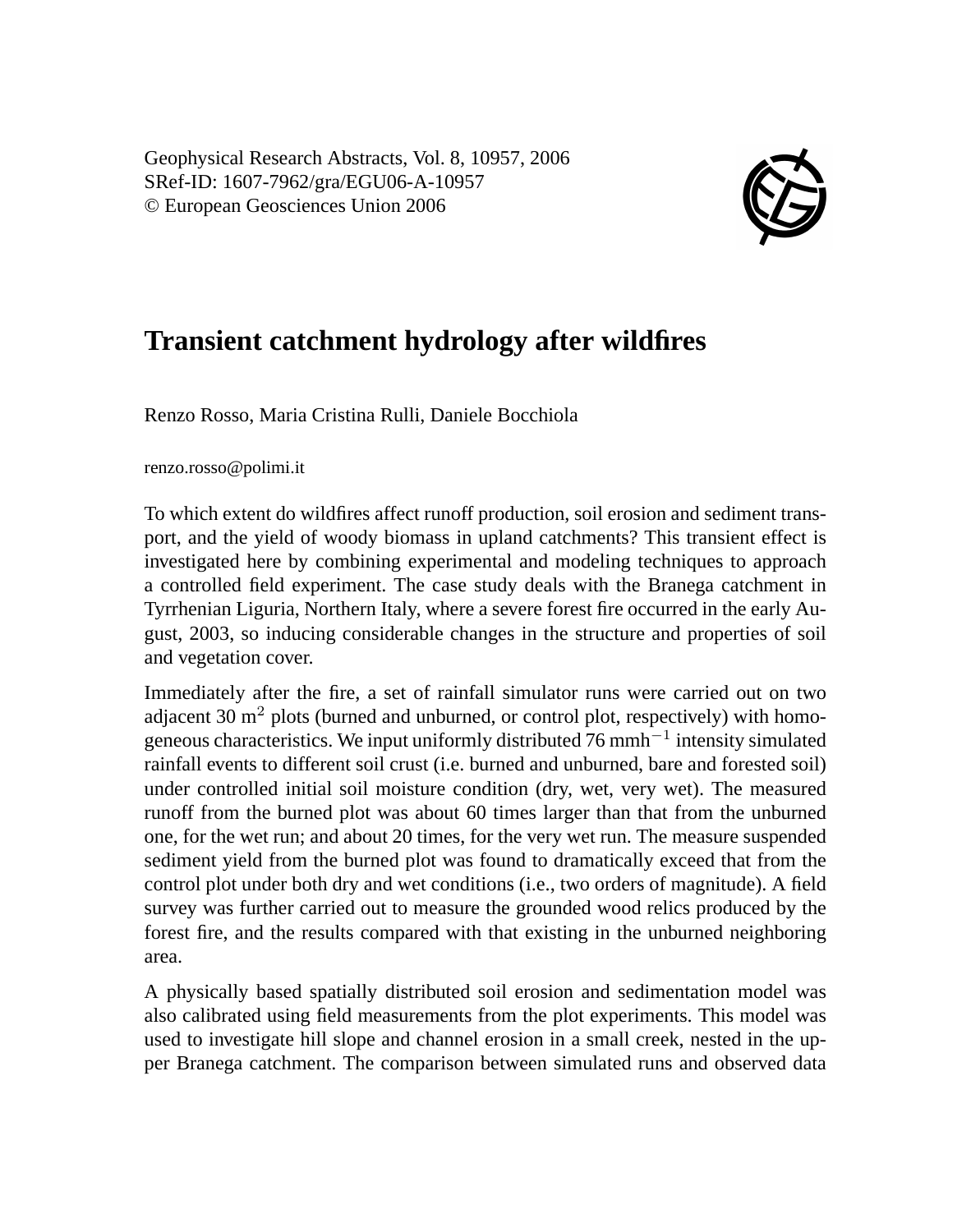Geophysical Research Abstracts, Vol. 8, 10957, 2006
SRef-ID: 1607-7962/gra/EGU06-A-10957
© European Geosciences Union 2006

# Transient catchment hydrology after wildfires

Renzo Rosso, Maria Cristina Rulli, Daniele Bocchiola

renzo.rosso@polimi.it

To which extent do wildfires affect runoff production, soil erosion and sediment transport, and the yield of woody biomass in upland catchments? This transient effect is investigated here by combining experimental and modeling techniques to approach a controlled field experiment. The case study deals with the Branega catchment in Tyrrhenian Liguria, Northern Italy, where a severe forest fire occurred in the early August, 2003, so inducing considerable changes in the structure and properties of soil and vegetation cover.

Immediately after the fire, a set of rainfall simulator runs were carried out on two adjacent 30 $m^2$ plots (burned and unburned, or control plot, respectively) with homogeneous characteristics. We input uniformly distributed 76 $mmh^{-1}$ intensity simulated rainfall events to different soil crust (i.e. burned and unburned, bare and forested soil) under controlled initial soil moisture condition (dry, wet, very wet). The measured runoff from the burned plot was about 60 times larger than that from the unburned one, for the wet run; and about 20 times, for the very wet run. The measure suspended sediment yield from the burned plot was found to dramatically exceed that from the control plot under both dry and wet conditions (i.e., two orders of magnitude). A field survey was further carried out to measure the grounded wood relics produced by the forest fire, and the results compared with that existing in the unburned neighboring area.

A physically based spatially distributed soil erosion and sedimentation model was also calibrated using field measurements from the plot experiments. This model was used to investigate hill slope and channel erosion in a small creek, nested in the upper Branega catchment. The comparison between simulated runs and observed data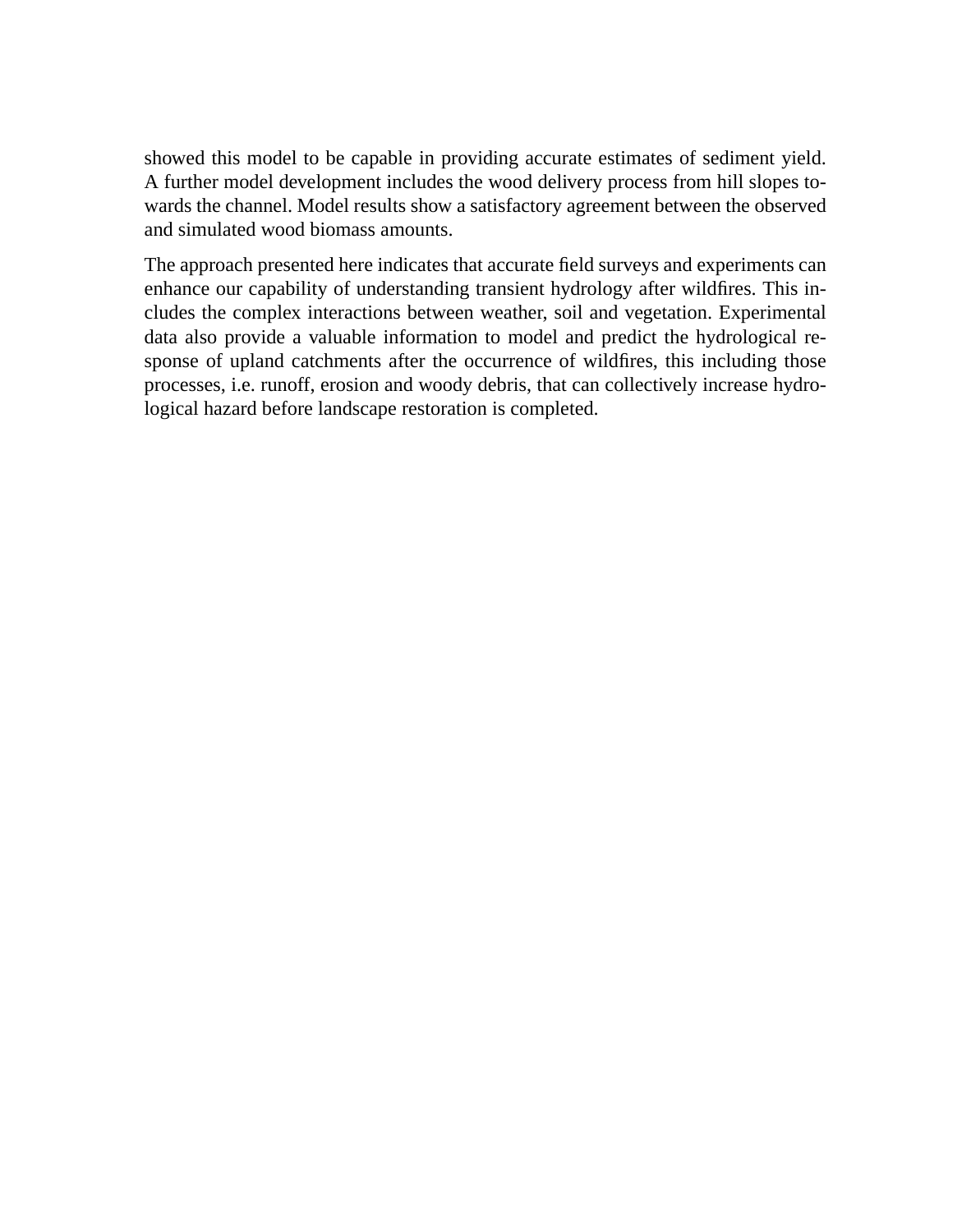showed this model to be capable in providing accurate estimates of sediment yield. A further model development includes the wood delivery process from hill slopes towards the channel. Model results show a satisfactory agreement between the observed and simulated wood biomass amounts.

The approach presented here indicates that accurate field surveys and experiments can enhance our capability of understanding transient hydrology after wildfires. This includes the complex interactions between weather, soil and vegetation. Experimental data also provide a valuable information to model and predict the hydrological response of upland catchments after the occurrence of wildfires, this including those processes, i.e. runoff, erosion and woody debris, that can collectively increase hydrological hazard before landscape restoration is completed.